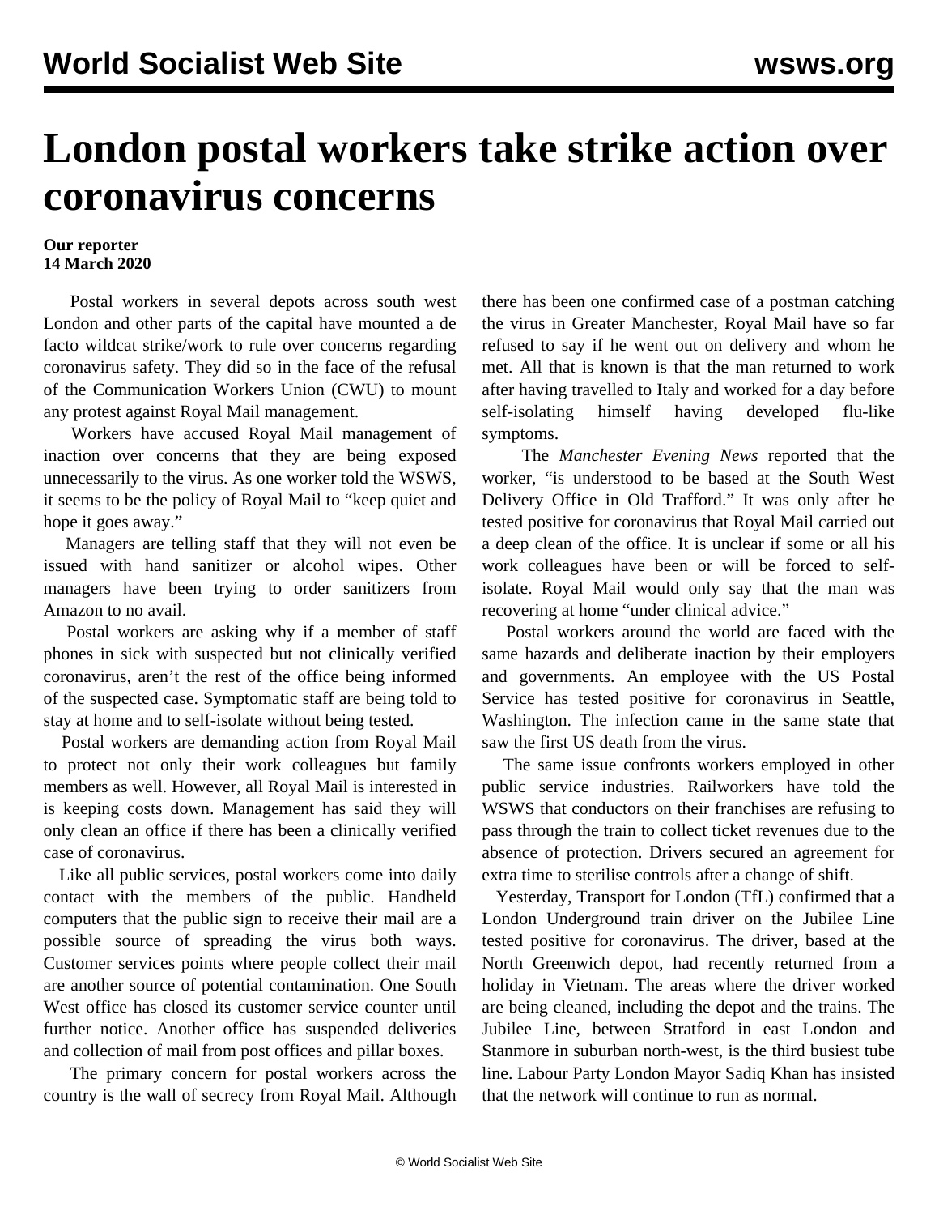# London postal workers take strike action over coronavirus concerns

**Our reporter**
**14 March 2020**

Postal workers in several depots across south west London and other parts of the capital have mounted a de facto wildcat strike/work to rule over concerns regarding coronavirus safety. They did so in the face of the refusal of the Communication Workers Union (CWU) to mount any protest against Royal Mail management.

Workers have accused Royal Mail management of inaction over concerns that they are being exposed unnecessarily to the virus. As one worker told the WSWS, it seems to be the policy of Royal Mail to "keep quiet and hope it goes away."

Managers are telling staff that they will not even be issued with hand sanitizer or alcohol wipes. Other managers have been trying to order sanitizers from Amazon to no avail.

Postal workers are asking why if a member of staff phones in sick with suspected but not clinically verified coronavirus, aren't the rest of the office being informed of the suspected case. Symptomatic staff are being told to stay at home and to self-isolate without being tested.

Postal workers are demanding action from Royal Mail to protect not only their work colleagues but family members as well. However, all Royal Mail is interested in is keeping costs down. Management has said they will only clean an office if there has been a clinically verified case of coronavirus.

Like all public services, postal workers come into daily contact with the members of the public. Handheld computers that the public sign to receive their mail are a possible source of spreading the virus both ways. Customer services points where people collect their mail are another source of potential contamination. One South West office has closed its customer service counter until further notice. Another office has suspended deliveries and collection of mail from post offices and pillar boxes.

The primary concern for postal workers across the country is the wall of secrecy from Royal Mail. Although there has been one confirmed case of a postman catching the virus in Greater Manchester, Royal Mail have so far refused to say if he went out on delivery and whom he met. All that is known is that the man returned to work after having travelled to Italy and worked for a day before self-isolating himself having developed flu-like symptoms.

The *Manchester Evening News* reported that the worker, "is understood to be based at the South West Delivery Office in Old Trafford." It was only after he tested positive for coronavirus that Royal Mail carried out a deep clean of the office. It is unclear if some or all his work colleagues have been or will be forced to self-isolate. Royal Mail would only say that the man was recovering at home "under clinical advice."

Postal workers around the world are faced with the same hazards and deliberate inaction by their employers and governments. An employee with the US Postal Service has tested positive for coronavirus in Seattle, Washington. The infection came in the same state that saw the first US death from the virus.

The same issue confronts workers employed in other public service industries. Railworkers have told the WSWS that conductors on their franchises are refusing to pass through the train to collect ticket revenues due to the absence of protection. Drivers secured an agreement for extra time to sterilise controls after a change of shift.

Yesterday, Transport for London (TfL) confirmed that a London Underground train driver on the Jubilee Line tested positive for coronavirus. The driver, based at the North Greenwich depot, had recently returned from a holiday in Vietnam. The areas where the driver worked are being cleaned, including the depot and the trains. The Jubilee Line, between Stratford in east London and Stanmore in suburban north-west, is the third busiest tube line. Labour Party London Mayor Sadiq Khan has insisted that the network will continue to run as normal.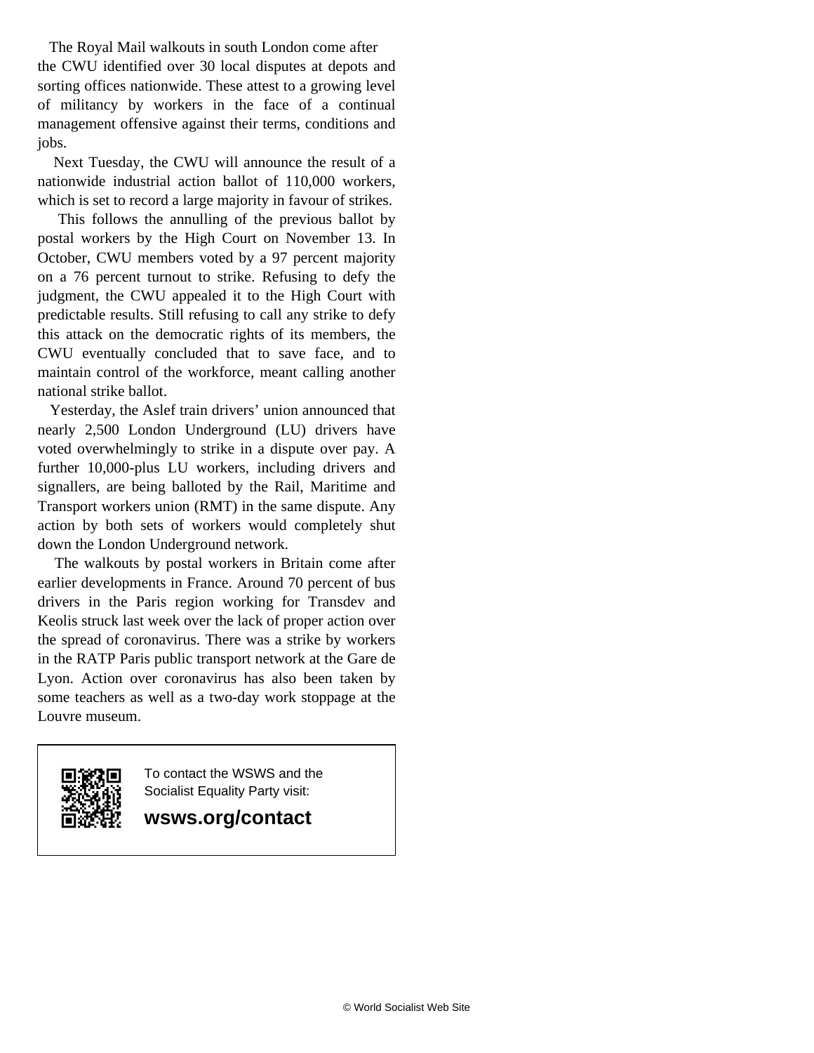The Royal Mail walkouts in south London come after the CWU identified over 30 local disputes at depots and sorting offices nationwide. These attest to a growing level of militancy by workers in the face of a continual management offensive against their terms, conditions and jobs.

Next Tuesday, the CWU will announce the result of a nationwide industrial action ballot of 110,000 workers, which is set to record a large majority in favour of strikes.

This follows the annulling of the previous ballot by postal workers by the High Court on November 13. In October, CWU members voted by a 97 percent majority on a 76 percent turnout to strike. Refusing to defy the judgment, the CWU appealed it to the High Court with predictable results. Still refusing to call any strike to defy this attack on the democratic rights of its members, the CWU eventually concluded that to save face, and to maintain control of the workforce, meant calling another national strike ballot.

Yesterday, the Aslef train drivers' union announced that nearly 2,500 London Underground (LU) drivers have voted overwhelmingly to strike in a dispute over pay. A further 10,000-plus LU workers, including drivers and signallers, are being balloted by the Rail, Maritime and Transport workers union (RMT) in the same dispute. Any action by both sets of workers would completely shut down the London Underground network.

The walkouts by postal workers in Britain come after earlier developments in France. Around 70 percent of bus drivers in the Paris region working for Transdev and Keolis struck last week over the lack of proper action over the spread of coronavirus. There was a strike by workers in the RATP Paris public transport network at the Gare de Lyon. Action over coronavirus has also been taken by some teachers as well as a two-day work stoppage at the Louvre museum.

To contact the WSWS and the Socialist Equality Party visit:

**wsws.org/contact**